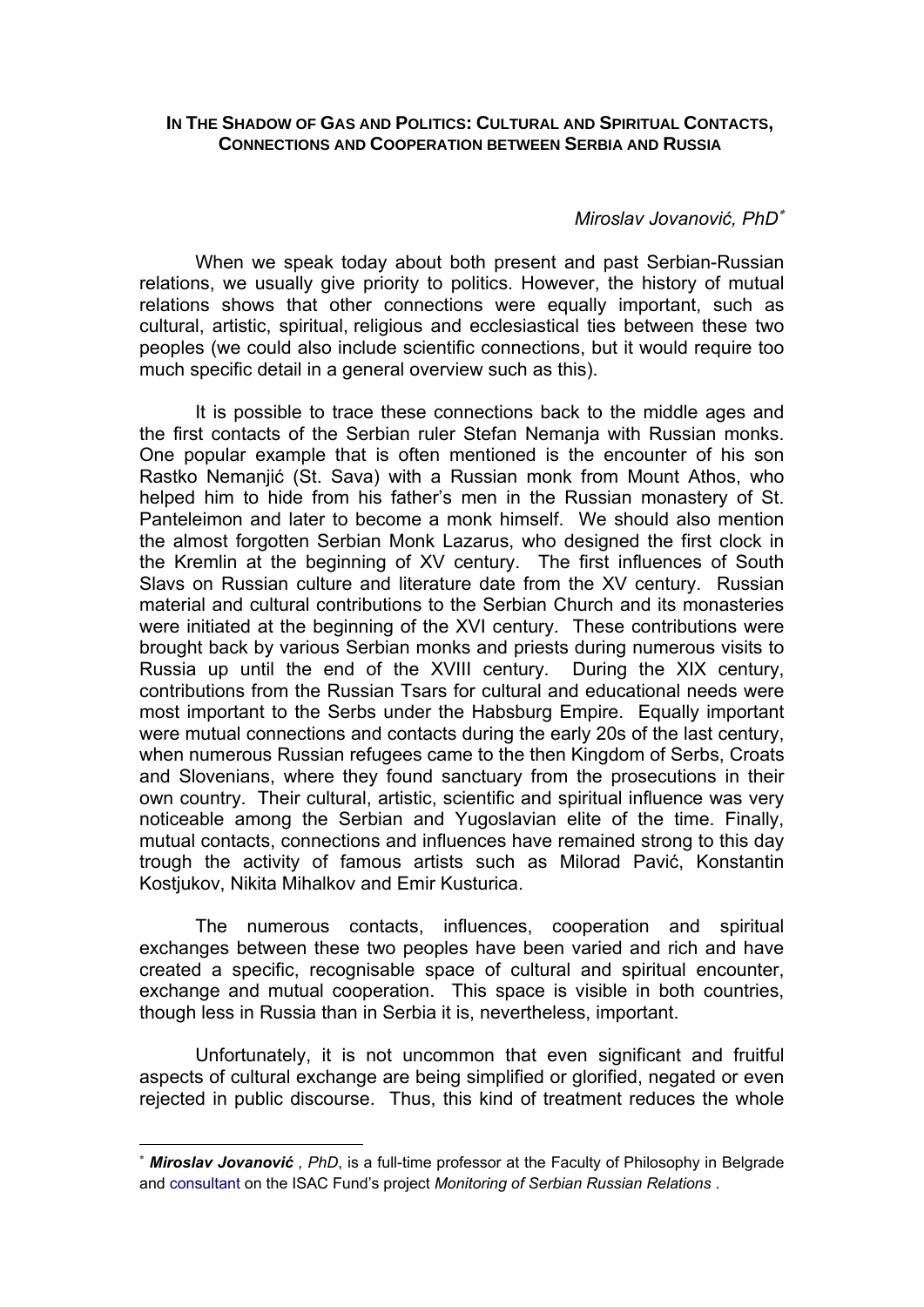**IN THE SHADOW OF GAS AND POLITICS: CULTURAL AND SPIRITUAL CONTACTS, CONNECTIONS AND COOPERATION BETWEEN SERBIA AND RUSSIA**

*Miroslav Jovanović, PhD*[*]

When we speak today about both present and past Serbian-Russian relations, we usually give priority to politics. However, the history of mutual relations shows that other connections were equally important, such as cultural, artistic, spiritual, religious and ecclesiastical ties between these two peoples (we could also include scientific connections, but it would require too much specific detail in a general overview such as this).

It is possible to trace these connections back to the middle ages and the first contacts of the Serbian ruler Stefan Nemanja with Russian monks. One popular example that is often mentioned is the encounter of his son Rastko Nemanjić (St. Sava) with a Russian monk from Mount Athos, who helped him to hide from his father's men in the Russian monastery of St. Panteleimon and later to become a monk himself. We should also mention the almost forgotten Serbian Monk Lazarus, who designed the first clock in the Kremlin at the beginning of XV century. The first influences of South Slavs on Russian culture and literature date from the XV century. Russian material and cultural contributions to the Serbian Church and its monasteries were initiated at the beginning of the XVI century. These contributions were brought back by various Serbian monks and priests during numerous visits to Russia up until the end of the XVIII century. During the XIX century, contributions from the Russian Tsars for cultural and educational needs were most important to the Serbs under the Habsburg Empire. Equally important were mutual connections and contacts during the early 20s of the last century, when numerous Russian refugees came to the then Kingdom of Serbs, Croats and Slovenians, where they found sanctuary from the prosecutions in their own country. Their cultural, artistic, scientific and spiritual influence was very noticeable among the Serbian and Yugoslavian elite of the time. Finally, mutual contacts, connections and influences have remained strong to this day trough the activity of famous artists such as Milorad Pavić, Konstantin Kostjukov, Nikita Mihalkov and Emir Kusturica.

The numerous contacts, influences, cooperation and spiritual exchanges between these two peoples have been varied and rich and have created a specific, recognisable space of cultural and spiritual encounter, exchange and mutual cooperation. This space is visible in both countries, though less in Russia than in Serbia it is, nevertheless, important.

Unfortunately, it is not uncommon that even significant and fruitful aspects of cultural exchange are being simplified or glorified, negated or even rejected in public discourse. Thus, this kind of treatment reduces the whole

---

[*] ***Miroslav Jovanović** , PhD*, is a full-time professor at the Faculty of Philosophy in Belgrade and consultant on the ISAC Fund's project *Monitoring of Serbian Russian Relations* .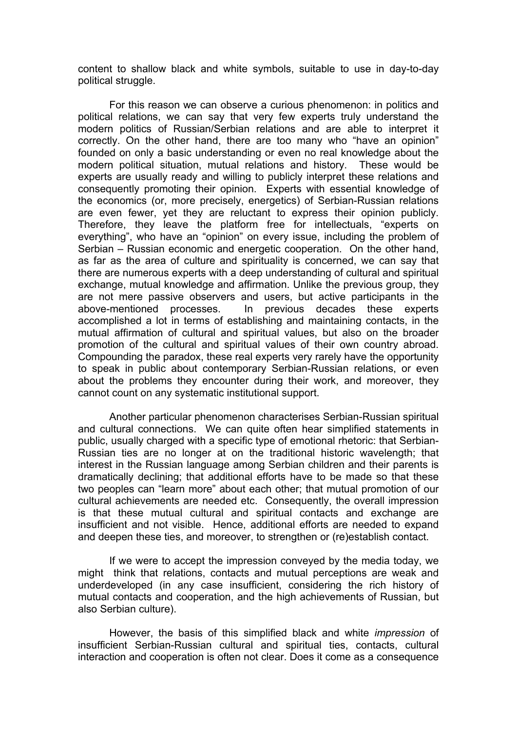content to shallow black and white symbols, suitable to use in day-to-day political struggle.

For this reason we can observe a curious phenomenon: in politics and political relations, we can say that very few experts truly understand the modern politics of Russian/Serbian relations and are able to interpret it correctly. On the other hand, there are too many who "have an opinion" founded on only a basic understanding or even no real knowledge about the modern political situation, mutual relations and history. These would be experts are usually ready and willing to publicly interpret these relations and consequently promoting their opinion. Experts with essential knowledge of the economics (or, more precisely, energetics) of Serbian-Russian relations are even fewer, yet they are reluctant to express their opinion publicly. Therefore, they leave the platform free for intellectuals, "experts on everything", who have an "opinion" on every issue, including the problem of Serbian – Russian economic and energetic cooperation. On the other hand, as far as the area of culture and spirituality is concerned, we can say that there are numerous experts with a deep understanding of cultural and spiritual exchange, mutual knowledge and affirmation. Unlike the previous group, they are not mere passive observers and users, but active participants in the above-mentioned processes. In previous decades these experts accomplished a lot in terms of establishing and maintaining contacts, in the mutual affirmation of cultural and spiritual values, but also on the broader promotion of the cultural and spiritual values of their own country abroad. Compounding the paradox, these real experts very rarely have the opportunity to speak in public about contemporary Serbian-Russian relations, or even about the problems they encounter during their work, and moreover, they cannot count on any systematic institutional support.

Another particular phenomenon characterises Serbian-Russian spiritual and cultural connections. We can quite often hear simplified statements in public, usually charged with a specific type of emotional rhetoric: that Serbian-Russian ties are no longer at on the traditional historic wavelength; that interest in the Russian language among Serbian children and their parents is dramatically declining; that additional efforts have to be made so that these two peoples can "learn more" about each other; that mutual promotion of our cultural achievements are needed etc. Consequently, the overall impression is that these mutual cultural and spiritual contacts and exchange are insufficient and not visible. Hence, additional efforts are needed to expand and deepen these ties, and moreover, to strengthen or (re)establish contact.

If we were to accept the impression conveyed by the media today, we might think that relations, contacts and mutual perceptions are weak and underdeveloped (in any case insufficient, considering the rich history of mutual contacts and cooperation, and the high achievements of Russian, but also Serbian culture).

However, the basis of this simplified black and white *impression* of insufficient Serbian-Russian cultural and spiritual ties, contacts, cultural interaction and cooperation is often not clear. Does it come as a consequence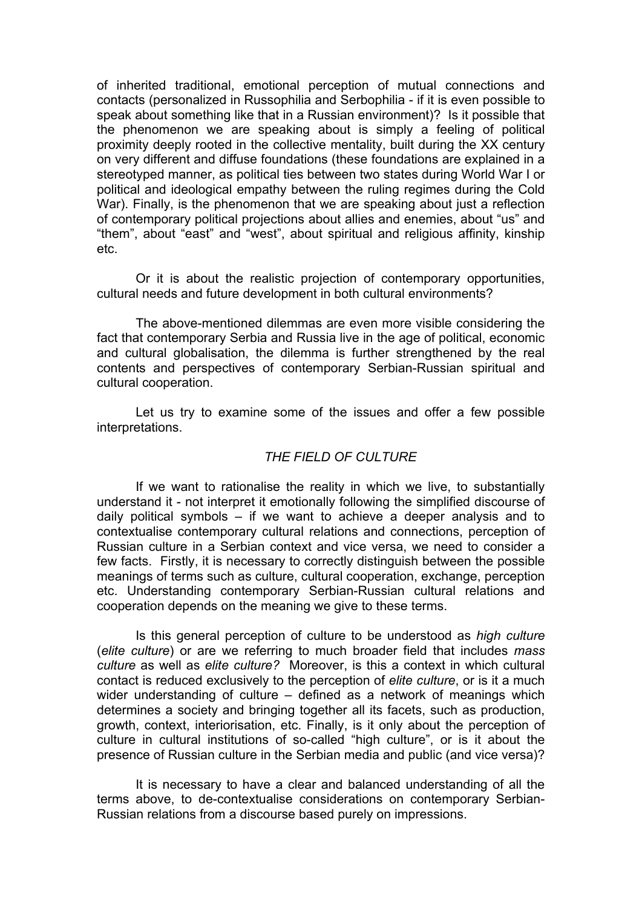of inherited traditional, emotional perception of mutual connections and contacts (personalized in Russophilia and Serbophilia - if it is even possible to speak about something like that in a Russian environment)? Is it possible that the phenomenon we are speaking about is simply a feeling of political proximity deeply rooted in the collective mentality, built during the XX century on very different and diffuse foundations (these foundations are explained in a stereotyped manner, as political ties between two states during World War I or political and ideological empathy between the ruling regimes during the Cold War). Finally, is the phenomenon that we are speaking about just a reflection of contemporary political projections about allies and enemies, about "us" and "them", about "east" and "west", about spiritual and religious affinity, kinship etc.

Or it is about the realistic projection of contemporary opportunities, cultural needs and future development in both cultural environments?

The above-mentioned dilemmas are even more visible considering the fact that contemporary Serbia and Russia live in the age of political, economic and cultural globalisation, the dilemma is further strengthened by the real contents and perspectives of contemporary Serbian-Russian spiritual and cultural cooperation.

Let us try to examine some of the issues and offer a few possible interpretations.

## *THE FIELD OF CULTURE*

If we want to rationalise the reality in which we live, to substantially understand it - not interpret it emotionally following the simplified discourse of daily political symbols – if we want to achieve a deeper analysis and to contextualise contemporary cultural relations and connections, perception of Russian culture in a Serbian context and vice versa, we need to consider a few facts. Firstly, it is necessary to correctly distinguish between the possible meanings of terms such as culture, cultural cooperation, exchange, perception etc. Understanding contemporary Serbian-Russian cultural relations and cooperation depends on the meaning we give to these terms.

Is this general perception of culture to be understood as *high culture* (*elite culture*) or are we referring to much broader field that includes *mass culture* as well as *elite culture?* Moreover, is this a context in which cultural contact is reduced exclusively to the perception of *elite culture*, or is it a much wider understanding of culture – defined as a network of meanings which determines a society and bringing together all its facets, such as production, growth, context, interiorisation, etc. Finally, is it only about the perception of culture in cultural institutions of so-called "high culture", or is it about the presence of Russian culture in the Serbian media and public (and vice versa)?

It is necessary to have a clear and balanced understanding of all the terms above, to de-contextualise considerations on contemporary Serbian-Russian relations from a discourse based purely on impressions.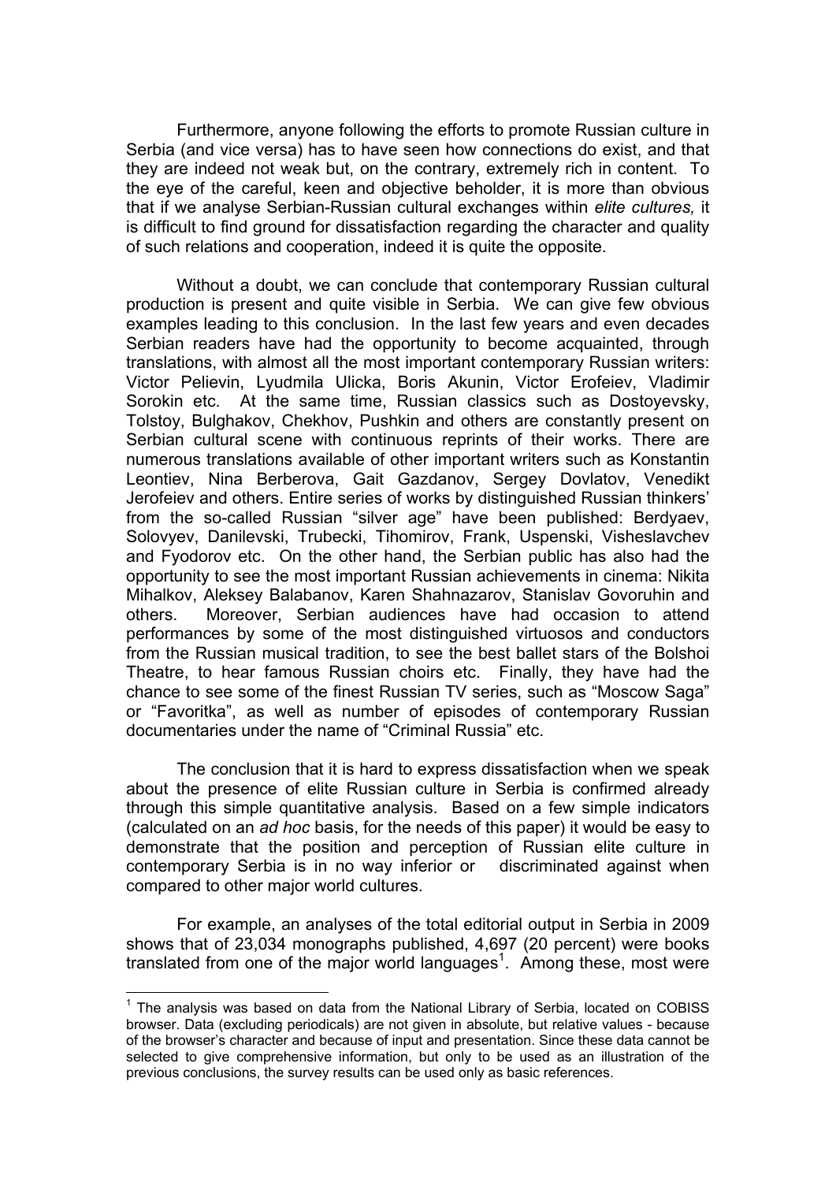Furthermore, anyone following the efforts to promote Russian culture in Serbia (and vice versa) has to have seen how connections do exist, and that they are indeed not weak but, on the contrary, extremely rich in content. To the eye of the careful, keen and objective beholder, it is more than obvious that if we analyse Serbian-Russian cultural exchanges within *elite cultures,* it is difficult to find ground for dissatisfaction regarding the character and quality of such relations and cooperation, indeed it is quite the opposite.

Without a doubt, we can conclude that contemporary Russian cultural production is present and quite visible in Serbia. We can give few obvious examples leading to this conclusion. In the last few years and even decades Serbian readers have had the opportunity to become acquainted, through translations, with almost all the most important contemporary Russian writers: Victor Pelievin, Lyudmila Ulicka, Boris Akunin, Victor Erofeiev, Vladimir Sorokin etc. At the same time, Russian classics such as Dostoyevsky, Tolstoy, Bulghakov, Chekhov, Pushkin and others are constantly present on Serbian cultural scene with continuous reprints of their works. There are numerous translations available of other important writers such as Konstantin Leontiev, Nina Berberova, Gait Gazdanov, Sergey Dovlatov, Venedikt Jerofeiev and others. Entire series of works by distinguished Russian thinkers' from the so-called Russian "silver age" have been published: Berdyaev, Solovyev, Danilevski, Trubecki, Tihomirov, Frank, Uspenski, Visheslavchev and Fyodorov etc. On the other hand, the Serbian public has also had the opportunity to see the most important Russian achievements in cinema: Nikita Mihalkov, Aleksey Balabanov, Karen Shahnazarov, Stanislav Govoruhin and others. Moreover, Serbian audiences have had occasion to attend performances by some of the most distinguished virtuosos and conductors from the Russian musical tradition, to see the best ballet stars of the Bolshoi Theatre, to hear famous Russian choirs etc. Finally, they have had the chance to see some of the finest Russian TV series, such as "Moscow Saga" or "Favoritka", as well as number of episodes of contemporary Russian documentaries under the name of "Criminal Russia" etc.

The conclusion that it is hard to express dissatisfaction when we speak about the presence of elite Russian culture in Serbia is confirmed already through this simple quantitative analysis. Based on a few simple indicators (calculated on an *ad hoc* basis, for the needs of this paper) it would be easy to demonstrate that the position and perception of Russian elite culture in contemporary Serbia is in no way inferior or discriminated against when compared to other major world cultures.

For example, an analyses of the total editorial output in Serbia in 2009 shows that of 23,034 monographs published, 4,697 (20 percent) were books translated from one of the major world languages[1]. Among these, most were

[1] The analysis was based on data from the National Library of Serbia, located on COBISS browser. Data (excluding periodicals) are not given in absolute, but relative values - because of the browser's character and because of input and presentation. Since these data cannot be selected to give comprehensive information, but only to be used as an illustration of the previous conclusions, the survey results can be used only as basic references.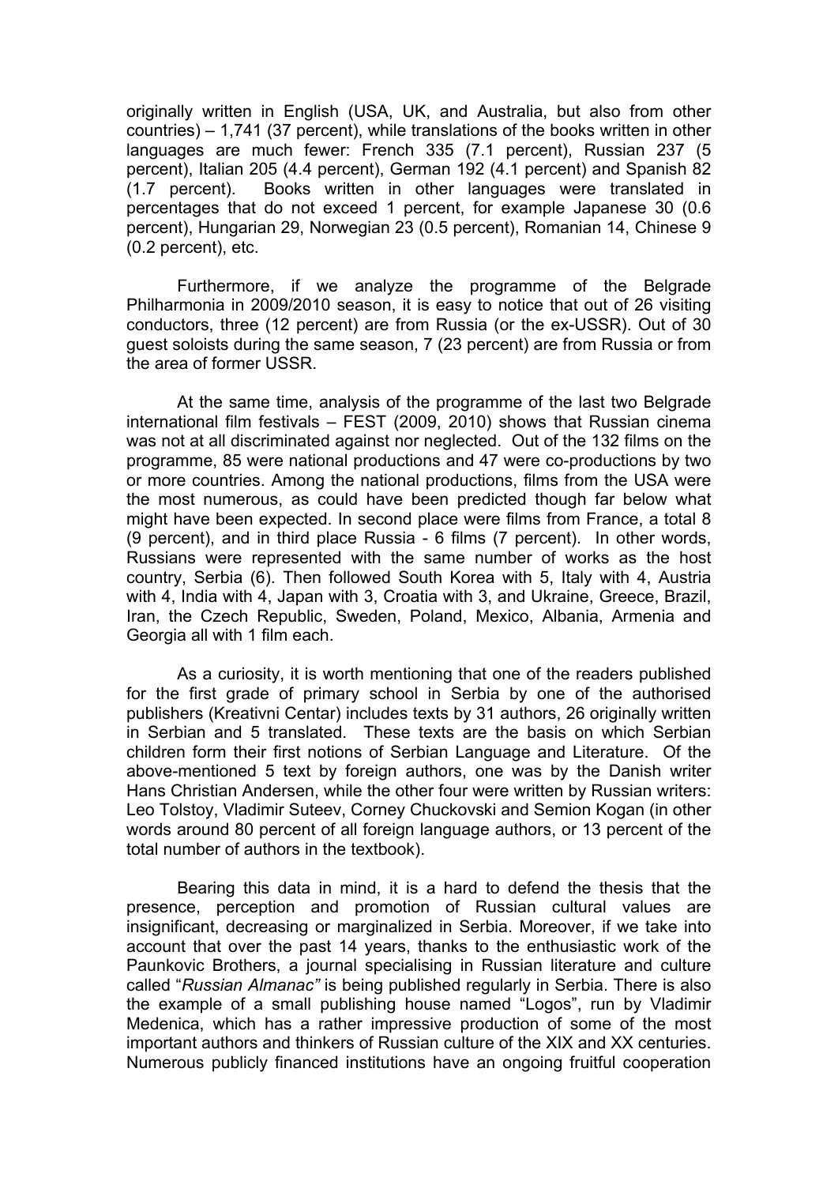originally written in English (USA, UK, and Australia, but also from other countries) – 1,741 (37 percent), while translations of the books written in other languages are much fewer: French 335 (7.1 percent), Russian 237 (5 percent), Italian 205 (4.4 percent), German 192 (4.1 percent) and Spanish 82 (1.7 percent). Books written in other languages were translated in percentages that do not exceed 1 percent, for example Japanese 30 (0.6 percent), Hungarian 29, Norwegian 23 (0.5 percent), Romanian 14, Chinese 9 (0.2 percent), etc.

Furthermore, if we analyze the programme of the Belgrade Philharmonia in 2009/2010 season, it is easy to notice that out of 26 visiting conductors, three (12 percent) are from Russia (or the ex-USSR). Out of 30 guest soloists during the same season, 7 (23 percent) are from Russia or from the area of former USSR.

At the same time, analysis of the programme of the last two Belgrade international film festivals – FEST (2009, 2010) shows that Russian cinema was not at all discriminated against nor neglected. Out of the 132 films on the programme, 85 were national productions and 47 were co-productions by two or more countries. Among the national productions, films from the USA were the most numerous, as could have been predicted though far below what might have been expected. In second place were films from France, a total 8 (9 percent), and in third place Russia - 6 films (7 percent). In other words, Russians were represented with the same number of works as the host country, Serbia (6). Then followed South Korea with 5, Italy with 4, Austria with 4, India with 4, Japan with 3, Croatia with 3, and Ukraine, Greece, Brazil, Iran, the Czech Republic, Sweden, Poland, Mexico, Albania, Armenia and Georgia all with 1 film each.

As a curiosity, it is worth mentioning that one of the readers published for the first grade of primary school in Serbia by one of the authorised publishers (Kreativni Centar) includes texts by 31 authors, 26 originally written in Serbian and 5 translated. These texts are the basis on which Serbian children form their first notions of Serbian Language and Literature. Of the above-mentioned 5 text by foreign authors, one was by the Danish writer Hans Christian Andersen, while the other four were written by Russian writers: Leo Tolstoy, Vladimir Suteev, Corney Chuckovski and Semion Kogan (in other words around 80 percent of all foreign language authors, or 13 percent of the total number of authors in the textbook).

Bearing this data in mind, it is a hard to defend the thesis that the presence, perception and promotion of Russian cultural values are insignificant, decreasing or marginalized in Serbia. Moreover, if we take into account that over the past 14 years, thanks to the enthusiastic work of the Paunkovic Brothers, a journal specialising in Russian literature and culture called "*Russian Almanac"* is being published regularly in Serbia. There is also the example of a small publishing house named "Logos", run by Vladimir Medenica, which has a rather impressive production of some of the most important authors and thinkers of Russian culture of the XIX and XX centuries. Numerous publicly financed institutions have an ongoing fruitful cooperation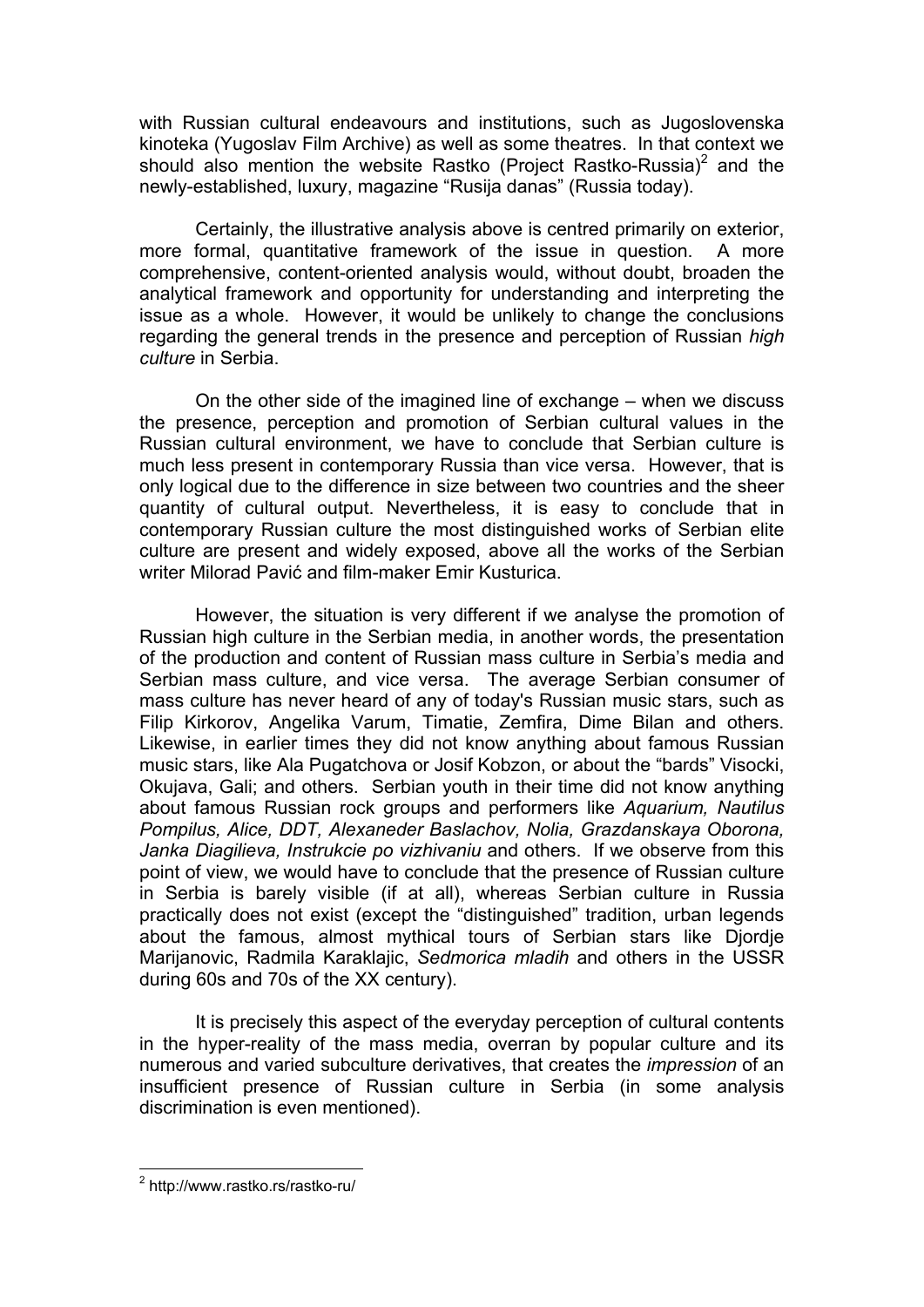with Russian cultural endeavours and institutions, such as Jugoslovenska kinoteka (Yugoslav Film Archive) as well as some theatres. In that context we should also mention the website Rastko (Project Rastko-Russia)[2] and the newly-established, luxury, magazine “Rusija danas” (Russia today).

Certainly, the illustrative analysis above is centred primarily on exterior, more formal, quantitative framework of the issue in question. A more comprehensive, content-oriented analysis would, without doubt, broaden the analytical framework and opportunity for understanding and interpreting the issue as a whole. However, it would be unlikely to change the conclusions regarding the general trends in the presence and perception of Russian *high culture* in Serbia.

On the other side of the imagined line of exchange – when we discuss the presence, perception and promotion of Serbian cultural values in the Russian cultural environment, we have to conclude that Serbian culture is much less present in contemporary Russia than vice versa. However, that is only logical due to the difference in size between two countries and the sheer quantity of cultural output. Nevertheless, it is easy to conclude that in contemporary Russian culture the most distinguished works of Serbian elite culture are present and widely exposed, above all the works of the Serbian writer Milorad Pavić and film-maker Emir Kusturica.

However, the situation is very different if we analyse the promotion of Russian high culture in the Serbian media, in another words, the presentation of the production and content of Russian mass culture in Serbia’s media and Serbian mass culture, and vice versa. The average Serbian consumer of mass culture has never heard of any of today's Russian music stars, such as Filip Kirkorov, Angelika Varum, Timatie, Zemfira, Dime Bilan and others. Likewise, in earlier times they did not know anything about famous Russian music stars, like Ala Pugatchova or Josif Kobzon, or about the “bards” Visocki, Okujava, Gali; and others. Serbian youth in their time did not know anything about famous Russian rock groups and performers like *Aquarium, Nautilus Pompilus, Alice, DDT, Alexaneder Baslachov, Nolia, Grazdanskaya Oborona, Janka Diagilieva, Instrukcie po vizhivaniu* and others. If we observe from this point of view, we would have to conclude that the presence of Russian culture in Serbia is barely visible (if at all), whereas Serbian culture in Russia practically does not exist (except the “distinguished” tradition, urban legends about the famous, almost mythical tours of Serbian stars like Djordje Marijanovic, Radmila Karaklajic, *Sedmorica mladih* and others in the USSR during 60s and 70s of the XX century).

It is precisely this aspect of the everyday perception of cultural contents in the hyper-reality of the mass media, overran by popular culture and its numerous and varied subculture derivatives, that creates the *impression* of an insufficient presence of Russian culture in Serbia (in some analysis discrimination is even mentioned).

[2] http://www.rastko.rs/rastko-ru/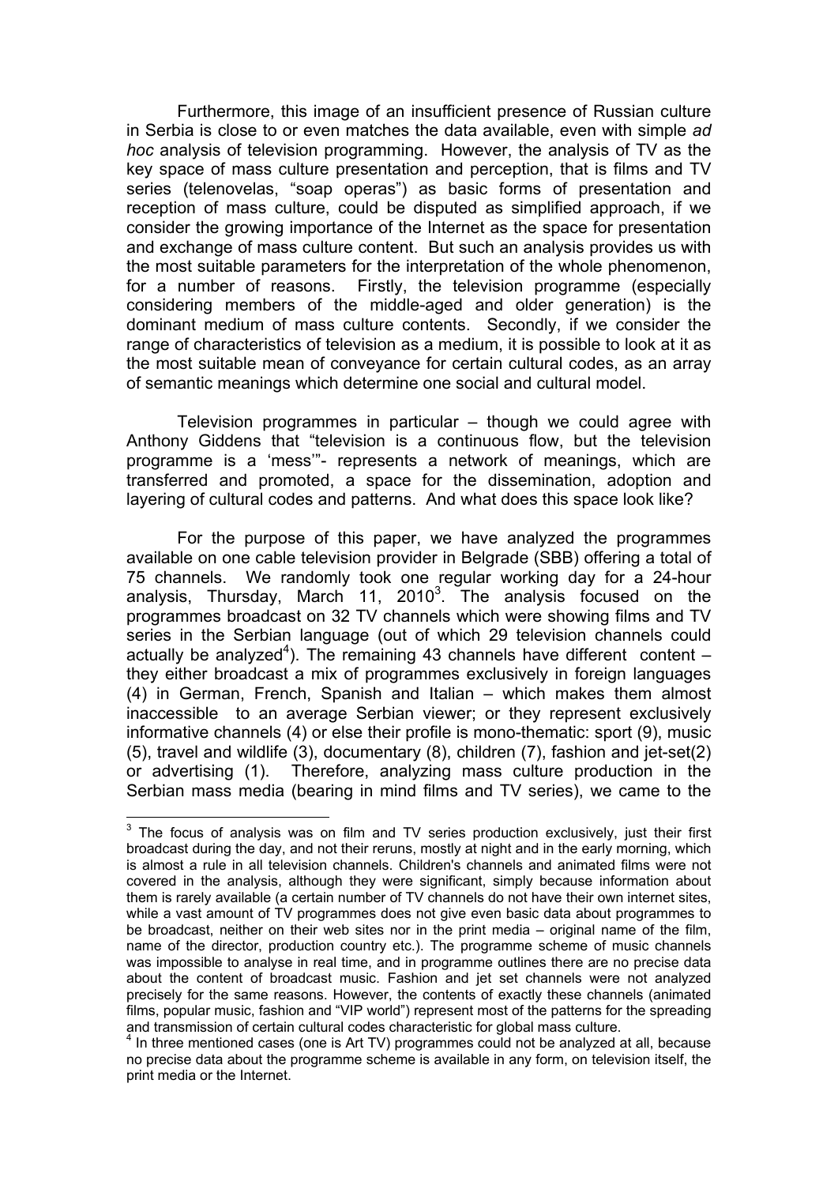Furthermore, this image of an insufficient presence of Russian culture in Serbia is close to or even matches the data available, even with simple *ad hoc* analysis of television programming. However, the analysis of TV as the key space of mass culture presentation and perception, that is films and TV series (telenovelas, "soap operas") as basic forms of presentation and reception of mass culture, could be disputed as simplified approach, if we consider the growing importance of the Internet as the space for presentation and exchange of mass culture content. But such an analysis provides us with the most suitable parameters for the interpretation of the whole phenomenon, for a number of reasons. Firstly, the television programme (especially considering members of the middle-aged and older generation) is the dominant medium of mass culture contents. Secondly, if we consider the range of characteristics of television as a medium, it is possible to look at it as the most suitable mean of conveyance for certain cultural codes, as an array of semantic meanings which determine one social and cultural model.

Television programmes in particular – though we could agree with Anthony Giddens that "television is a continuous flow, but the television programme is a 'mess'"- represents a network of meanings, which are transferred and promoted, a space for the dissemination, adoption and layering of cultural codes and patterns. And what does this space look like?

For the purpose of this paper, we have analyzed the programmes available on one cable television provider in Belgrade (SBB) offering a total of 75 channels. We randomly took one regular working day for a 24-hour analysis, Thursday, March 11, 2010[3]. The analysis focused on the programmes broadcast on 32 TV channels which were showing films and TV series in the Serbian language (out of which 29 television channels could actually be analyzed[4]). The remaining 43 channels have different content – they either broadcast a mix of programmes exclusively in foreign languages (4) in German, French, Spanish and Italian – which makes them almost inaccessible to an average Serbian viewer; or they represent exclusively informative channels (4) or else their profile is mono-thematic: sport (9), music (5), travel and wildlife (3), documentary (8), children (7), fashion and jet-set(2) or advertising (1). Therefore, analyzing mass culture production in the Serbian mass media (bearing in mind films and TV series), we came to the

---

[3] The focus of analysis was on film and TV series production exclusively, just their first broadcast during the day, and not their reruns, mostly at night and in the early morning, which is almost a rule in all television channels. Children's channels and animated films were not covered in the analysis, although they were significant, simply because information about them is rarely available (a certain number of TV channels do not have their own internet sites, while a vast amount of TV programmes does not give even basic data about programmes to be broadcast, neither on their web sites nor in the print media – original name of the film, name of the director, production country etc.). The programme scheme of music channels was impossible to analyse in real time, and in programme outlines there are no precise data about the content of broadcast music. Fashion and jet set channels were not analyzed precisely for the same reasons. However, the contents of exactly these channels (animated films, popular music, fashion and "VIP world") represent most of the patterns for the spreading and transmission of certain cultural codes characteristic for global mass culture.

[4] In three mentioned cases (one is Art TV) programmes could not be analyzed at all, because no precise data about the programme scheme is available in any form, on television itself, the print media or the Internet.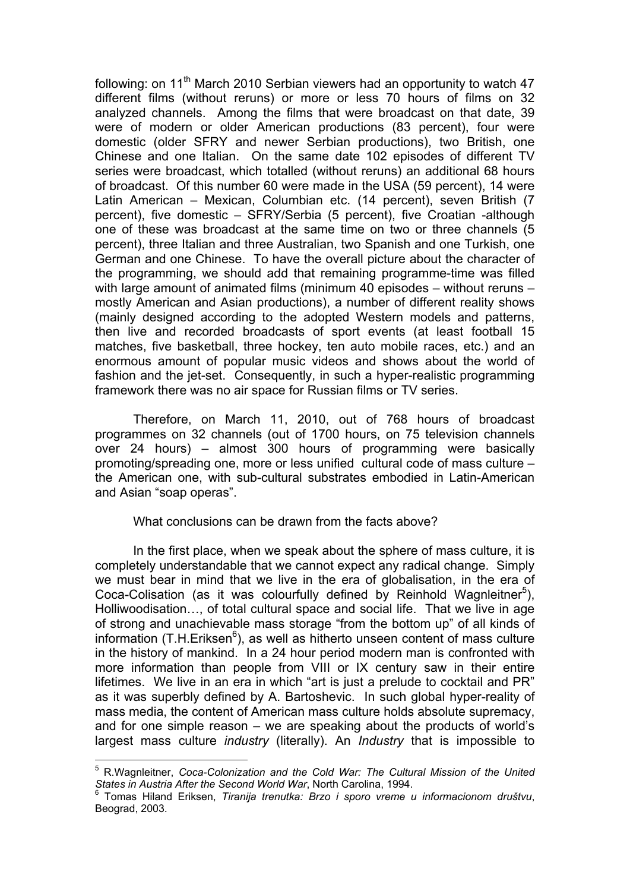following: on 11th March 2010 Serbian viewers had an opportunity to watch 47 different films (without reruns) or more or less 70 hours of films on 32 analyzed channels. Among the films that were broadcast on that date, 39 were of modern or older American productions (83 percent), four were domestic (older SFRY and newer Serbian productions), two British, one Chinese and one Italian. On the same date 102 episodes of different TV series were broadcast, which totalled (without reruns) an additional 68 hours of broadcast. Of this number 60 were made in the USA (59 percent), 14 were Latin American – Mexican, Columbian etc. (14 percent), seven British (7 percent), five domestic – SFRY/Serbia (5 percent), five Croatian -although one of these was broadcast at the same time on two or three channels (5 percent), three Italian and three Australian, two Spanish and one Turkish, one German and one Chinese. To have the overall picture about the character of the programming, we should add that remaining programme-time was filled with large amount of animated films (minimum 40 episodes – without reruns – mostly American and Asian productions), a number of different reality shows (mainly designed according to the adopted Western models and patterns, then live and recorded broadcasts of sport events (at least football 15 matches, five basketball, three hockey, ten auto mobile races, etc.) and an enormous amount of popular music videos and shows about the world of fashion and the jet-set. Consequently, in such a hyper-realistic programming framework there was no air space for Russian films or TV series.

Therefore, on March 11, 2010, out of 768 hours of broadcast programmes on 32 channels (out of 1700 hours, on 75 television channels over 24 hours) – almost 300 hours of programming were basically promoting/spreading one, more or less unified cultural code of mass culture – the American one, with sub-cultural substrates embodied in Latin-American and Asian "soap operas".

What conclusions can be drawn from the facts above?

In the first place, when we speak about the sphere of mass culture, it is completely understandable that we cannot expect any radical change. Simply we must bear in mind that we live in the era of globalisation, in the era of Coca-Colisation (as it was colourfully defined by Reinhold Wagnleitner[5]), Holliwoodisation…, of total cultural space and social life. That we live in age of strong and unachievable mass storage "from the bottom up" of all kinds of information (T.H.Eriksen[6]), as well as hitherto unseen content of mass culture in the history of mankind. In a 24 hour period modern man is confronted with more information than people from VIII or IX century saw in their entire lifetimes. We live in an era in which "art is just a prelude to cocktail and PR" as it was superbly defined by A. Bartoshevic. In such global hyper-reality of mass media, the content of American mass culture holds absolute supremacy, and for one simple reason – we are speaking about the products of world's largest mass culture *industry* (literally). An *Industry* that is impossible to

---

[5] R.Wagnleitner, *Coca-Colonization and the Cold War: The Cultural Mission of the United States in Austria After the Second World War*, North Carolina, 1994.

[6] Tomas Hiland Eriksen, *Tiranija trenutka: Brzo i sporo vreme u informacionom društvu*, Beograd, 2003.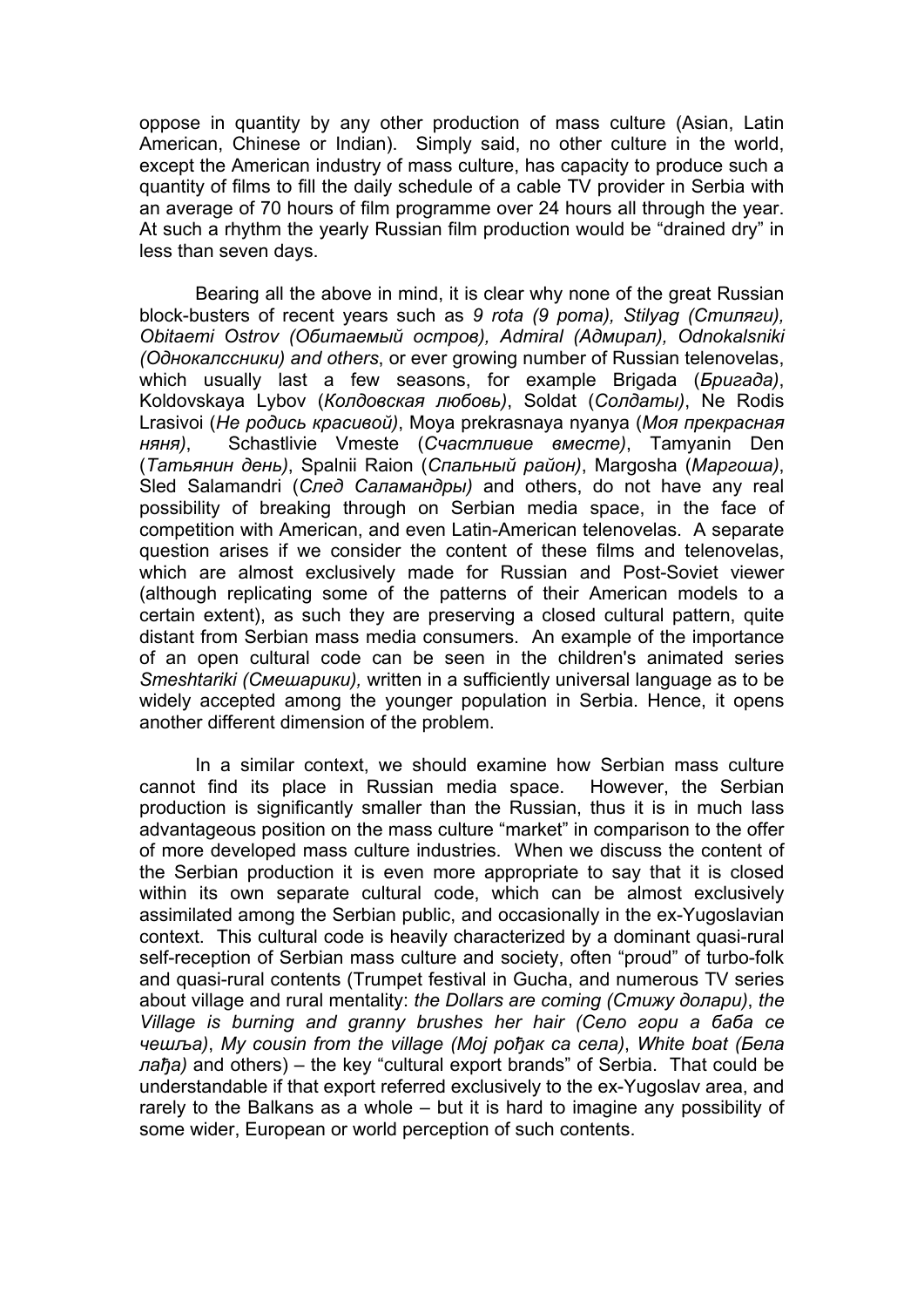oppose in quantity by any other production of mass culture (Asian, Latin American, Chinese or Indian). Simply said, no other culture in the world, except the American industry of mass culture, has capacity to produce such a quantity of films to fill the daily schedule of a cable TV provider in Serbia with an average of 70 hours of film programme over 24 hours all through the year. At such a rhythm the yearly Russian film production would be "drained dry" in less than seven days.

Bearing all the above in mind, it is clear why none of the great Russian block-busters of recent years such as *9 rota (9 рота), Stilyag (Стиляги), Obitaemi Ostrov (Обитаемый остров), Admiral (Адмирал), Odnokalsniki (Однокалссники) and others*, or ever growing number of Russian telenovelas, which usually last a few seasons, for example Brigada (*Бригада)*, Koldovskaya Lybov (*Колдовская любовь)*, Soldat (*Солдаты)*, Ne Rodis Lrasivoi (*Не родись красивой)*, Moya prekrasnaya nyanya (*Моя прекрасная няня)*, Schastlivie Vmeste (*Счастливие вместе)*, Tamyanin Den (*Татьянин день)*, Spalnii Raion (*Спальный район)*, Margosha (*Маргоша)*, Sled Salamandri (*След Саламандры)* and others, do not have any real possibility of breaking through on Serbian media space, in the face of competition with American, and even Latin-American telenovelas. A separate question arises if we consider the content of these films and telenovelas, which are almost exclusively made for Russian and Post-Soviet viewer (although replicating some of the patterns of their American models to a certain extent), as such they are preserving a closed cultural pattern, quite distant from Serbian mass media consumers. An example of the importance of an open cultural code can be seen in the children's animated series *Smeshtariki (Смешарики),* written in a sufficiently universal language as to be widely accepted among the younger population in Serbia. Hence, it opens another different dimension of the problem.

In a similar context, we should examine how Serbian mass culture cannot find its place in Russian media space. However, the Serbian production is significantly smaller than the Russian, thus it is in much lass advantageous position on the mass culture "market" in comparison to the offer of more developed mass culture industries. When we discuss the content of the Serbian production it is even more appropriate to say that it is closed within its own separate cultural code, which can be almost exclusively assimilated among the Serbian public, and occasionally in the ex-Yugoslavian context. This cultural code is heavily characterized by a dominant quasi-rural self-reception of Serbian mass culture and society, often "proud" of turbo-folk and quasi-rural contents (Trumpet festival in Gucha, and numerous TV series about village and rural mentality: *the Dollars are coming (Стижу долари)*, *the Village is burning and granny brushes her hair (Село гори а баба се чешља)*, *My cousin from the village (Мој рођак са села)*, *White boat (Бела лађа)* and others) – the key "cultural export brands" of Serbia. That could be understandable if that export referred exclusively to the ex-Yugoslav area, and rarely to the Balkans as a whole – but it is hard to imagine any possibility of some wider, European or world perception of such contents.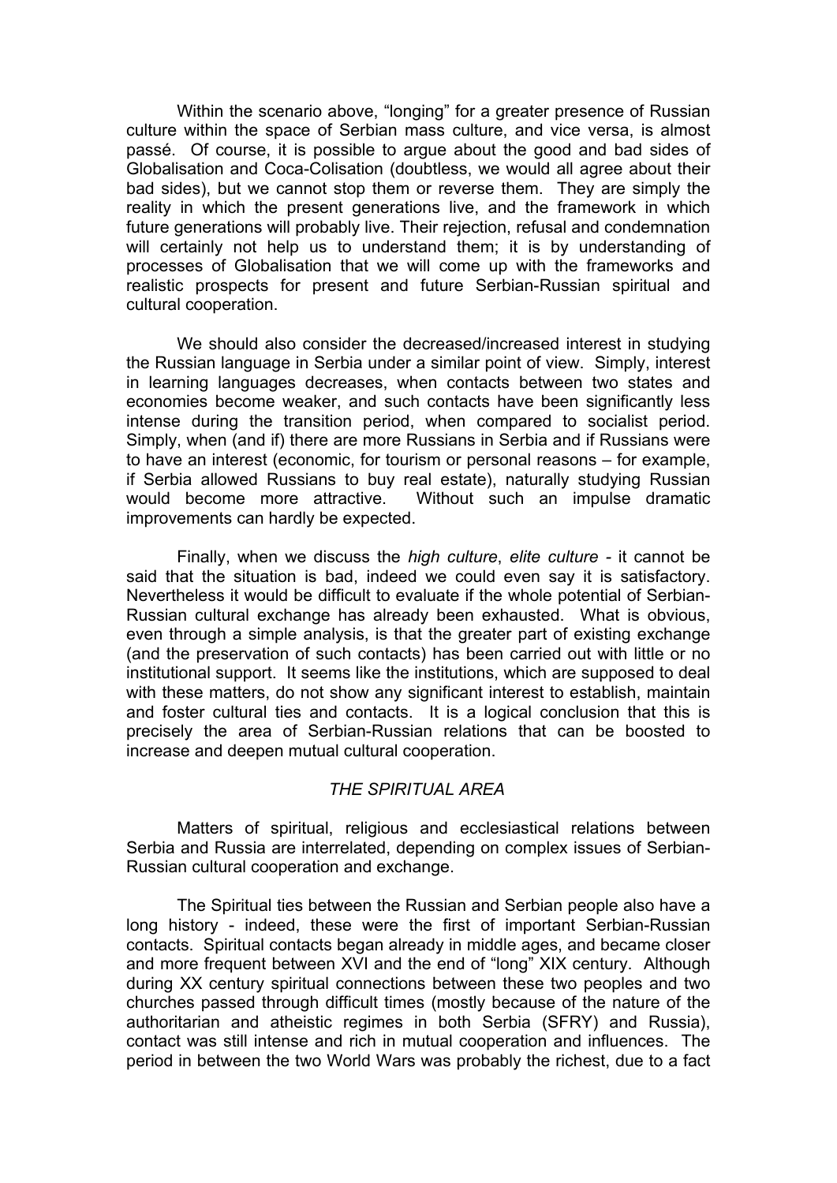Within the scenario above, "longing" for a greater presence of Russian culture within the space of Serbian mass culture, and vice versa, is almost passé. Of course, it is possible to argue about the good and bad sides of Globalisation and Coca-Colisation (doubtless, we would all agree about their bad sides), but we cannot stop them or reverse them. They are simply the reality in which the present generations live, and the framework in which future generations will probably live. Their rejection, refusal and condemnation will certainly not help us to understand them; it is by understanding of processes of Globalisation that we will come up with the frameworks and realistic prospects for present and future Serbian-Russian spiritual and cultural cooperation.

We should also consider the decreased/increased interest in studying the Russian language in Serbia under a similar point of view. Simply, interest in learning languages decreases, when contacts between two states and economies become weaker, and such contacts have been significantly less intense during the transition period, when compared to socialist period. Simply, when (and if) there are more Russians in Serbia and if Russians were to have an interest (economic, for tourism or personal reasons – for example, if Serbia allowed Russians to buy real estate), naturally studying Russian would become more attractive. Without such an impulse dramatic improvements can hardly be expected.

Finally, when we discuss the *high culture*, *elite culture* - it cannot be said that the situation is bad, indeed we could even say it is satisfactory. Nevertheless it would be difficult to evaluate if the whole potential of Serbian-Russian cultural exchange has already been exhausted. What is obvious, even through a simple analysis, is that the greater part of existing exchange (and the preservation of such contacts) has been carried out with little or no institutional support. It seems like the institutions, which are supposed to deal with these matters, do not show any significant interest to establish, maintain and foster cultural ties and contacts. It is a logical conclusion that this is precisely the area of Serbian-Russian relations that can be boosted to increase and deepen mutual cultural cooperation.

## *THE SPIRITUAL AREA*

Matters of spiritual, religious and ecclesiastical relations between Serbia and Russia are interrelated, depending on complex issues of Serbian-Russian cultural cooperation and exchange.

The Spiritual ties between the Russian and Serbian people also have a long history - indeed, these were the first of important Serbian-Russian contacts. Spiritual contacts began already in middle ages, and became closer and more frequent between XVI and the end of "long" XIX century. Although during XX century spiritual connections between these two peoples and two churches passed through difficult times (mostly because of the nature of the authoritarian and atheistic regimes in both Serbia (SFRY) and Russia), contact was still intense and rich in mutual cooperation and influences. The period in between the two World Wars was probably the richest, due to a fact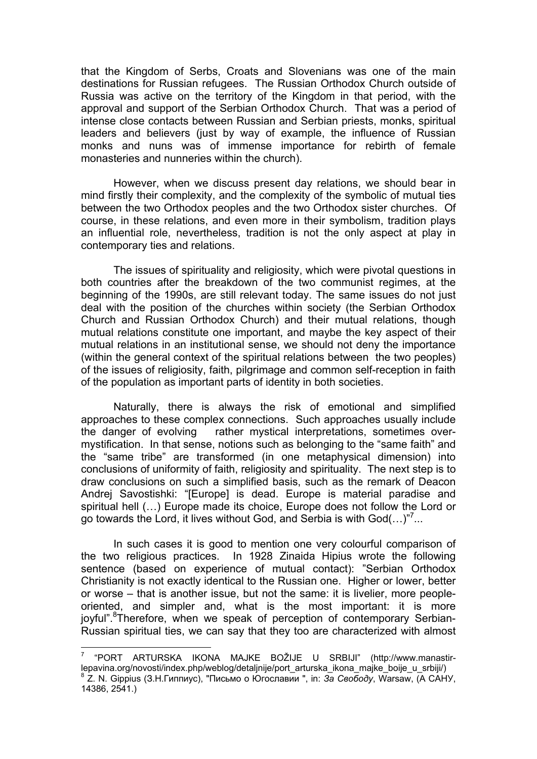that the Kingdom of Serbs, Croats and Slovenians was one of the main destinations for Russian refugees. The Russian Orthodox Church outside of Russia was active on the territory of the Kingdom in that period, with the approval and support of the Serbian Orthodox Church. That was a period of intense close contacts between Russian and Serbian priests, monks, spiritual leaders and believers (just by way of example, the influence of Russian monks and nuns was of immense importance for rebirth of female monasteries and nunneries within the church).

However, when we discuss present day relations, we should bear in mind firstly their complexity, and the complexity of the symbolic of mutual ties between the two Orthodox peoples and the two Orthodox sister churches. Of course, in these relations, and even more in their symbolism, tradition plays an influential role, nevertheless, tradition is not the only aspect at play in contemporary ties and relations.

The issues of spirituality and religiosity, which were pivotal questions in both countries after the breakdown of the two communist regimes, at the beginning of the 1990s, are still relevant today. The same issues do not just deal with the position of the churches within society (the Serbian Orthodox Church and Russian Orthodox Church) and their mutual relations, though mutual relations constitute one important, and maybe the key aspect of their mutual relations in an institutional sense, we should not deny the importance (within the general context of the spiritual relations between the two peoples) of the issues of religiosity, faith, pilgrimage and common self-reception in faith of the population as important parts of identity in both societies.

Naturally, there is always the risk of emotional and simplified approaches to these complex connections. Such approaches usually include the danger of evolving rather mystical interpretations, sometimes over-mystification. In that sense, notions such as belonging to the "same faith" and the "same tribe" are transformed (in one metaphysical dimension) into conclusions of uniformity of faith, religiosity and spirituality. The next step is to draw conclusions on such a simplified basis, such as the remark of Deacon Andrej Savostishki: "[Europe] is dead. Europe is material paradise and spiritual hell (…) Europe made its choice, Europe does not follow the Lord or go towards the Lord, it lives without God, and Serbia is with God(…)"[7]...

In such cases it is good to mention one very colourful comparison of the two religious practices. In 1928 Zinaida Hipius wrote the following sentence (based on experience of mutual contact): "Serbian Orthodox Christianity is not exactly identical to the Russian one. Higher or lower, better or worse – that is another issue, but not the same: it is livelier, more people-oriented, and simpler and, what is the most important: it is more joyful".[8]Therefore, when we speak of perception of contemporary Serbian-Russian spiritual ties, we can say that they too are characterized with almost

---

[7] "PORT ARTURSKA IKONA MAJKE BOŽIJE U SRBIJI" (http://www.manastir-lepavina.org/novosti/index.php/weblog/detaljnije/port_arturska_ikona_majke_boije_u_srbiji/)

[8] Z. N. Gippius (З.Н.Гиппиус), "Письмо о Югославии ", in: *За Свободу*, Warsaw, (А САНУ, 14386, 2541.)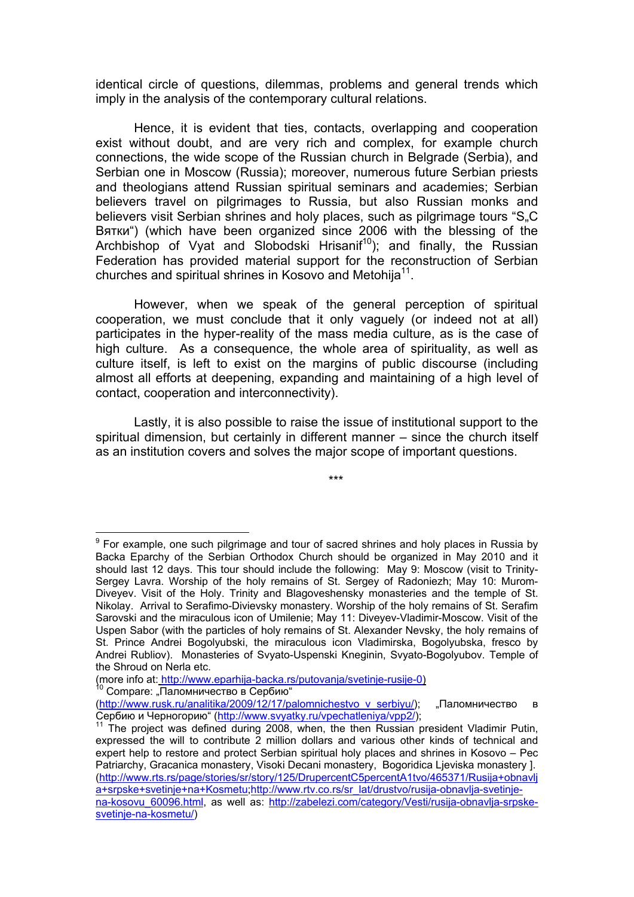identical circle of questions, dilemmas, problems and general trends which imply in the analysis of the contemporary cultural relations.

Hence, it is evident that ties, contacts, overlapping and cooperation exist without doubt, and are very rich and complex, for example church connections, the wide scope of the Russian church in Belgrade (Serbia), and Serbian one in Moscow (Russia); moreover, numerous future Serbian priests and theologians attend Russian spiritual seminars and academies; Serbian believers travel on pilgrimages to Russia, but also Russian monks and believers visit Serbian shrines and holy places, such as pilgrimage tours "S„С Вятки") (which have been organized since 2006 with the blessing of the Archbishop of Vyat and Slobodski Hrisanif[10]); and finally, the Russian Federation has provided material support for the reconstruction of Serbian churches and spiritual shrines in Kosovo and Metohija[11].

However, when we speak of the general perception of spiritual cooperation, we must conclude that it only vaguely (or indeed not at all) participates in the hyper-reality of the mass media culture, as is the case of high culture. As a consequence, the whole area of spirituality, as well as culture itself, is left to exist on the margins of public discourse (including almost all efforts at deepening, expanding and maintaining of a high level of contact, cooperation and interconnectivity).

Lastly, it is also possible to raise the issue of institutional support to the spiritual dimension, but certainly in different manner – since the church itself as an institution covers and solves the major scope of important questions.

***

---

[9] For example, one such pilgrimage and tour of sacred shrines and holy places in Russia by Backa Eparchy of the Serbian Orthodox Church should be organized in May 2010 and it should last 12 days. This tour should include the following: May 9: Moscow (visit to Trinity-Sergey Lavra. Worship of the holy remains of St. Sergey of Radoniezh; May 10: Murom-Diveyev. Visit of the Holy. Trinity and Blagoveshensky monasteries and the temple of St. Nikolay. Arrival to Serafimo-Divievsky monastery. Worship of the holy remains of St. Serafim Sarovski and the miraculous icon of Umilenie; May 11: Diveyev-Vladimir-Moscow. Visit of the Uspen Sabor (with the particles of holy remains of St. Alexander Nevsky, the holy remains of St. Prince Andrei Bogolyubski, the miraculous icon Vladimirska, Bogolyubska, fresco by Andrei Rubliov). Monasteries of Svyato-Uspenski Kneginin, Svyato-Bogolyubov. Temple of the Shroud on Nerla etc.
(more info at: http://www.eparhija-backa.rs/putovanja/svetinje-rusije-0)

[10] Compare: „Паломничество в Сербию" (http://www.rusk.ru/analitika/2009/12/17/palomnichestvo_v_serbiyu/); „Паломничество в Сербию и Черногорию" (http://www.svyatky.ru/vpechatleniya/vpp2/);

[11] The project was defined during 2008, when, the then Russian president Vladimir Putin, expressed the will to contribute 2 million dollars and various other kinds of technical and expert help to restore and protect Serbian spiritual holy places and shrines in Kosovo – Pec Patriarchy, Gracanica monastery, Visoki Decani monastery, Bogoridica Ljeviska monastery ]. (http://www.rts.rs/page/stories/sr/story/125/DrupercentC5percentA1tvo/465371/Rusija+obnavlja+srpske+svetinje+na+Kosmetu;http://www.rtv.co.rs/sr_lat/drustvo/rusija-obnavlja-svetinje-na-kosovu_60096.html, as well as: http://zabelezi.com/category/Vesti/rusija-obnavlja-srpske-svetinje-na-kosmetu/)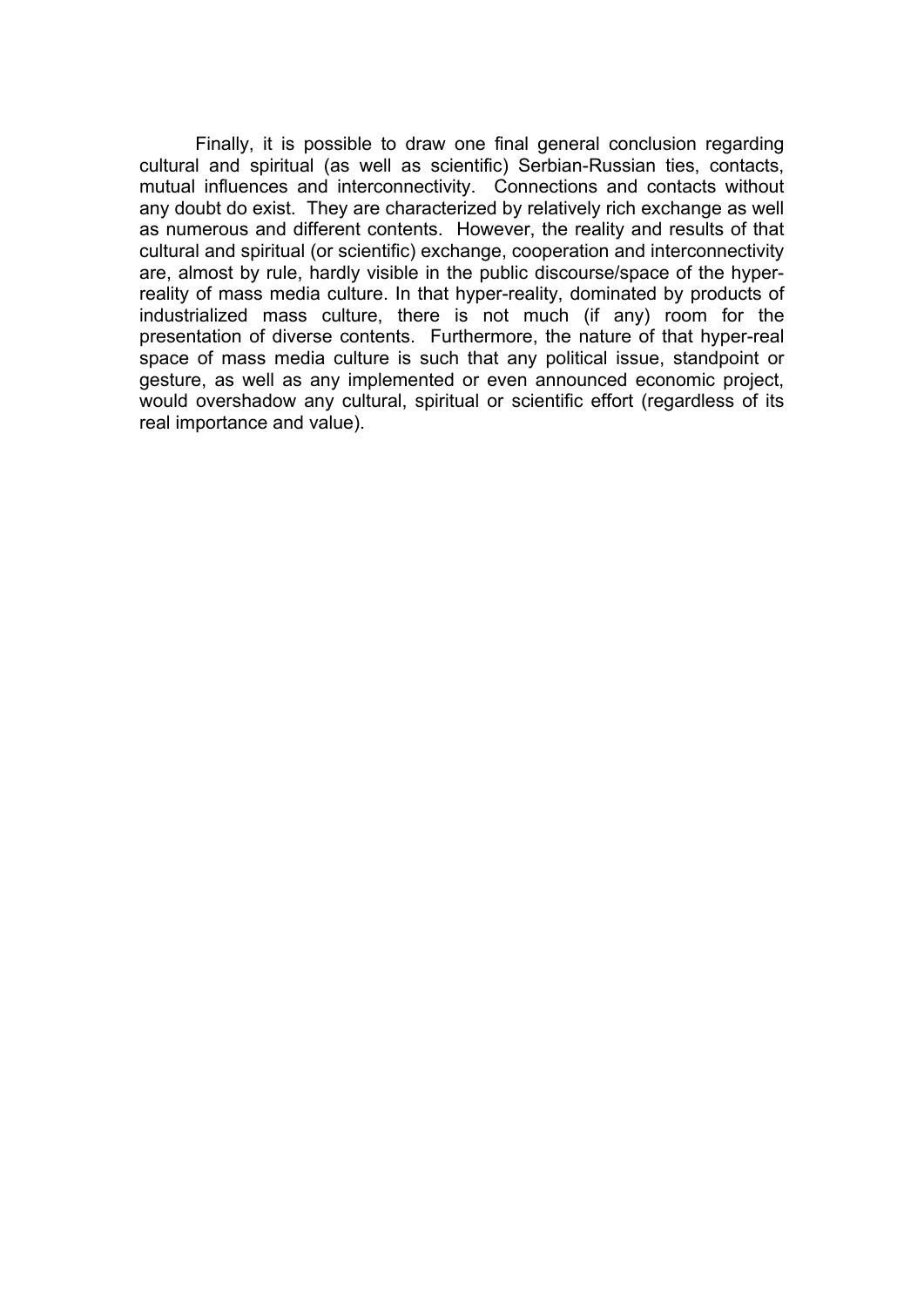Finally, it is possible to draw one final general conclusion regarding cultural and spiritual (as well as scientific) Serbian-Russian ties, contacts, mutual influences and interconnectivity. Connections and contacts without any doubt do exist. They are characterized by relatively rich exchange as well as numerous and different contents. However, the reality and results of that cultural and spiritual (or scientific) exchange, cooperation and interconnectivity are, almost by rule, hardly visible in the public discourse/space of the hyper-reality of mass media culture. In that hyper-reality, dominated by products of industrialized mass culture, there is not much (if any) room for the presentation of diverse contents. Furthermore, the nature of that hyper-real space of mass media culture is such that any political issue, standpoint or gesture, as well as any implemented or even announced economic project, would overshadow any cultural, spiritual or scientific effort (regardless of its real importance and value).